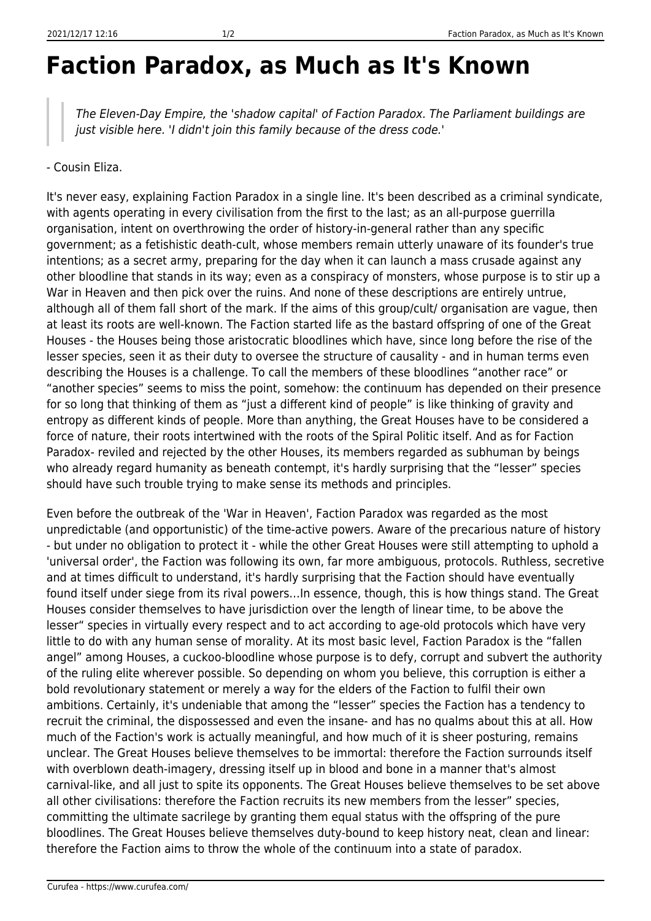# Faction Paradox, as Much as It's Known

> *The Eleven-Day Empire, the 'shadow capital' of Faction Paradox. The Parliament buildings are just visible here. 'I didn't join this family because of the dress code.'*

- Cousin Eliza.

It's never easy, explaining Faction Paradox in a single line. It's been described as a criminal syndicate, with agents operating in every civilisation from the first to the last; as an all-purpose guerrilla organisation, intent on overthrowing the order of history-in-general rather than any specific government; as a fetishistic death-cult, whose members remain utterly unaware of its founder's true intentions; as a secret army, preparing for the day when it can launch a mass crusade against any other bloodline that stands in its way; even as a conspiracy of monsters, whose purpose is to stir up a War in Heaven and then pick over the ruins. And none of these descriptions are entirely untrue, although all of them fall short of the mark. If the aims of this group/cult/ organisation are vague, then at least its roots are well-known. The Faction started life as the bastard offspring of one of the Great Houses - the Houses being those aristocratic bloodlines which have, since long before the rise of the lesser species, seen it as their duty to oversee the structure of causality - and in human terms even describing the Houses is a challenge. To call the members of these bloodlines "another race" or "another species" seems to miss the point, somehow: the continuum has depended on their presence for so long that thinking of them as "just a different kind of people" is like thinking of gravity and entropy as different kinds of people. More than anything, the Great Houses have to be considered a force of nature, their roots intertwined with the roots of the Spiral Politic itself. And as for Faction Paradox- reviled and rejected by the other Houses, its members regarded as subhuman by beings who already regard humanity as beneath contempt, it's hardly surprising that the "lesser" species should have such trouble trying to make sense its methods and principles.

Even before the outbreak of the 'War in Heaven', Faction Paradox was regarded as the most unpredictable (and opportunistic) of the time-active powers. Aware of the precarious nature of history - but under no obligation to protect it - while the other Great Houses were still attempting to uphold a 'universal order', the Faction was following its own, far more ambiguous, protocols. Ruthless, secretive and at times difficult to understand, it's hardly surprising that the Faction should have eventually found itself under siege from its rival powers…In essence, though, this is how things stand. The Great Houses consider themselves to have jurisdiction over the length of linear time, to be above the lesser" species in virtually every respect and to act according to age-old protocols which have very little to do with any human sense of morality. At its most basic level, Faction Paradox is the "fallen angel" among Houses, a cuckoo-bloodline whose purpose is to defy, corrupt and subvert the authority of the ruling elite wherever possible. So depending on whom you believe, this corruption is either a bold revolutionary statement or merely a way for the elders of the Faction to fulfil their own ambitions. Certainly, it's undeniable that among the "lesser" species the Faction has a tendency to recruit the criminal, the dispossessed and even the insane- and has no qualms about this at all. How much of the Faction's work is actually meaningful, and how much of it is sheer posturing, remains unclear. The Great Houses believe themselves to be immortal: therefore the Faction surrounds itself with overblown death-imagery, dressing itself up in blood and bone in a manner that's almost carnival-like, and all just to spite its opponents. The Great Houses believe themselves to be set above all other civilisations: therefore the Faction recruits its new members from the lesser" species, committing the ultimate sacrilege by granting them equal status with the offspring of the pure bloodlines. The Great Houses believe themselves duty-bound to keep history neat, clean and linear: therefore the Faction aims to throw the whole of the continuum into a state of paradox.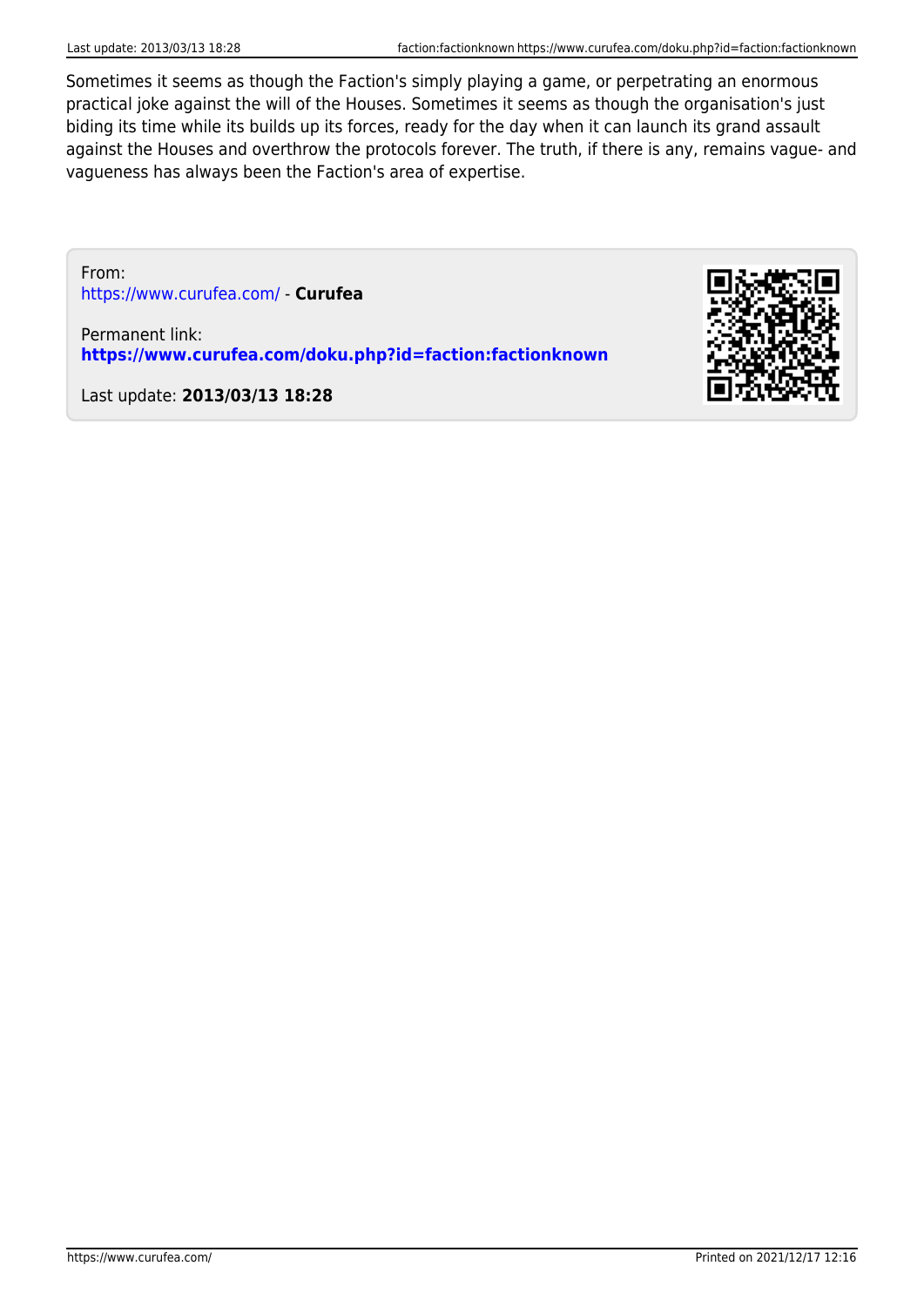Sometimes it seems as though the Faction's simply playing a game, or perpetrating an enormous practical joke against the will of the Houses. Sometimes it seems as though the organisation's just biding its time while its builds up its forces, ready for the day when it can launch its grand assault against the Houses and overthrow the protocols forever. The truth, if there is any, remains vague- and vagueness has always been the Faction's area of expertise.

From:
https://www.curufea.com/ - **Curufea**

Permanent link:
**https://www.curufea.com/doku.php?id=faction:factionknown**

Last update: **2013/03/13 18:28**